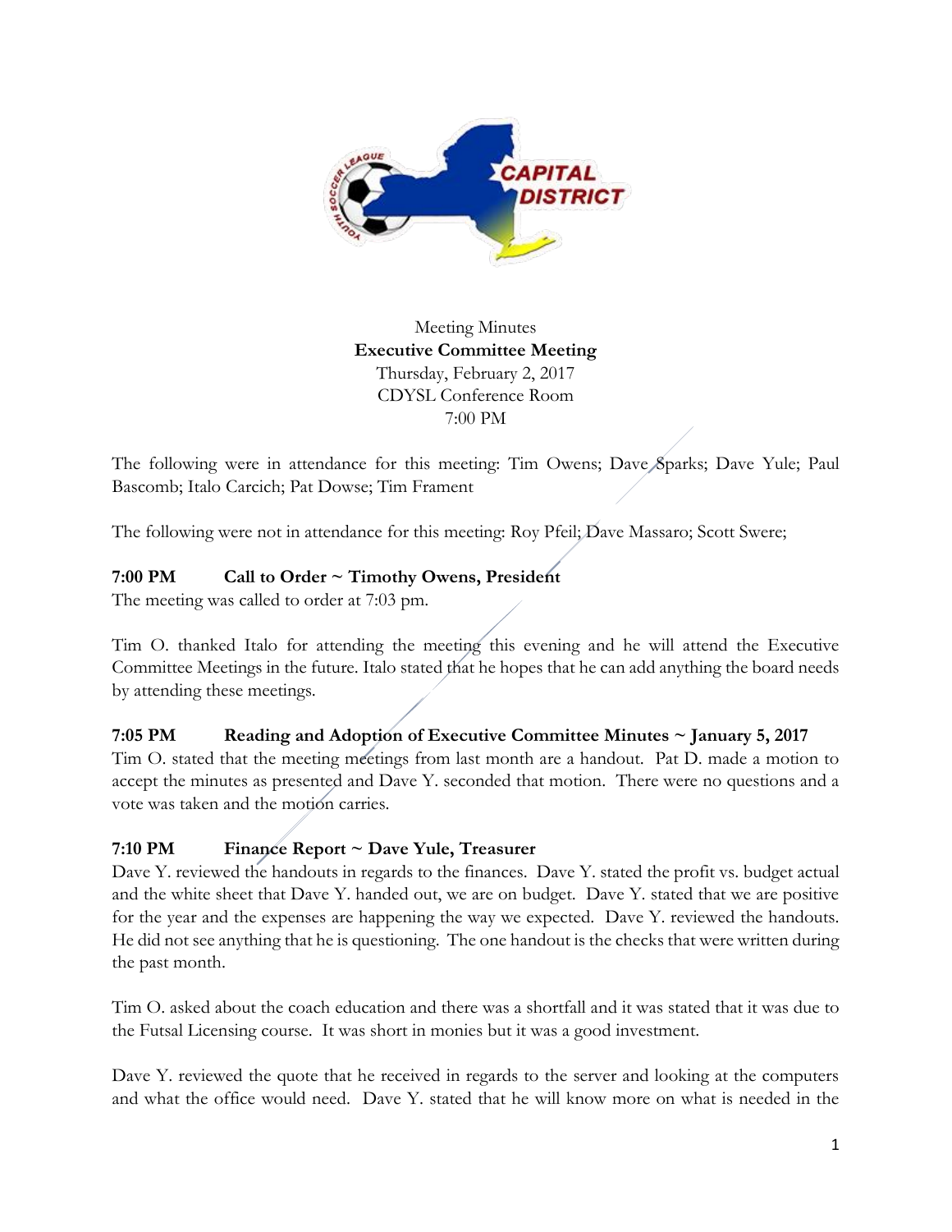Meeting Minutes
**Executive Committee Meeting**
Thursday, February 2, 2017
CDYSL Conference Room
7:00 PM

The following were in attendance for this meeting: Tim Owens; Dave Sparks; Dave Yule; Paul Bascomb; Italo Carcich; Pat Dowse; Tim Frament

The following were not in attendance for this meeting: Roy Pfeil; Dave Massaro; Scott Swere;

**7:00 PM Call to Order ~ Timothy Owens, President**

The meeting was called to order at 7:03 pm.

Tim O. thanked Italo for attending the meeting this evening and he will attend the Executive Committee Meetings in the future. Italo stated that he hopes that he can add anything the board needs by attending these meetings.

**7:05 PM Reading and Adoption of Executive Committee Minutes ~ January 5, 2017**

Tim O. stated that the meeting meetings from last month are a handout. Pat D. made a motion to accept the minutes as presented and Dave Y. seconded that motion. There were no questions and a vote was taken and the motion carries.

**7:10 PM Finance Report ~ Dave Yule, Treasurer**

Dave Y. reviewed the handouts in regards to the finances. Dave Y. stated the profit vs. budget actual and the white sheet that Dave Y. handed out, we are on budget. Dave Y. stated that we are positive for the year and the expenses are happening the way we expected. Dave Y. reviewed the handouts. He did not see anything that he is questioning. The one handout is the checks that were written during the past month.

Tim O. asked about the coach education and there was a shortfall and it was stated that it was due to the Futsal Licensing course. It was short in monies but it was a good investment.

Dave Y. reviewed the quote that he received in regards to the server and looking at the computers and what the office would need. Dave Y. stated that he will know more on what is needed in the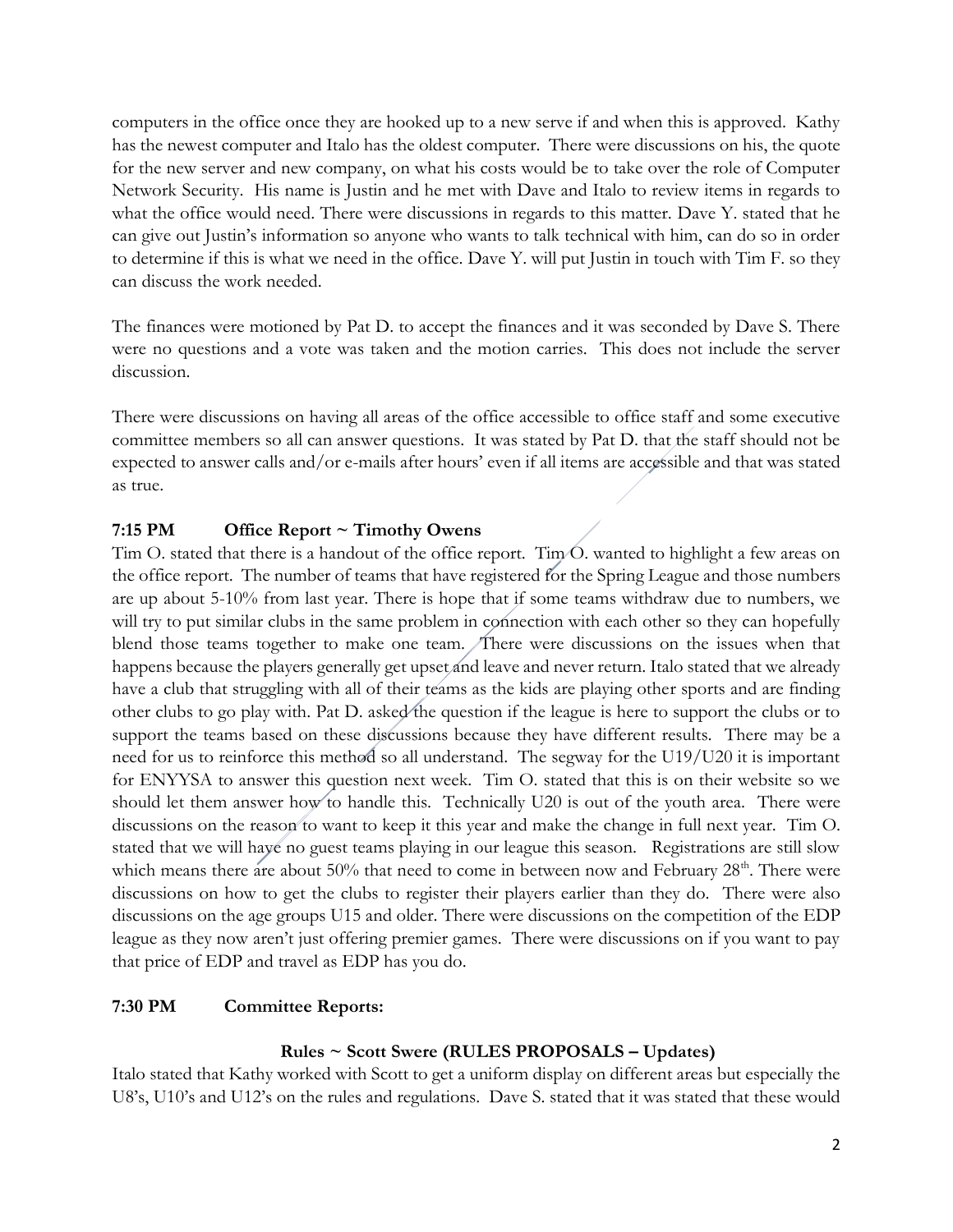computers in the office once they are hooked up to a new serve if and when this is approved. Kathy has the newest computer and Italo has the oldest computer. There were discussions on his, the quote for the new server and new company, on what his costs would be to take over the role of Computer Network Security. His name is Justin and he met with Dave and Italo to review items in regards to what the office would need. There were discussions in regards to this matter. Dave Y. stated that he can give out Justin's information so anyone who wants to talk technical with him, can do so in order to determine if this is what we need in the office. Dave Y. will put Justin in touch with Tim F. so they can discuss the work needed.

The finances were motioned by Pat D. to accept the finances and it was seconded by Dave S. There were no questions and a vote was taken and the motion carries. This does not include the server discussion.

There were discussions on having all areas of the office accessible to office staff and some executive committee members so all can answer questions. It was stated by Pat D. that the staff should not be expected to answer calls and/or e-mails after hours' even if all items are accessible and that was stated as true.

**7:15 PM Office Report ~ Timothy Owens**

Tim O. stated that there is a handout of the office report. Tim O. wanted to highlight a few areas on the office report. The number of teams that have registered for the Spring League and those numbers are up about 5-10% from last year. There is hope that if some teams withdraw due to numbers, we will try to put similar clubs in the same problem in connection with each other so they can hopefully blend those teams together to make one team. There were discussions on the issues when that happens because the players generally get upset and leave and never return. Italo stated that we already have a club that struggling with all of their teams as the kids are playing other sports and are finding other clubs to go play with. Pat D. asked the question if the league is here to support the clubs or to support the teams based on these discussions because they have different results. There may be a need for us to reinforce this method so all understand. The segway for the U19/U20 it is important for ENYYSA to answer this question next week. Tim O. stated that this is on their website so we should let them answer how to handle this. Technically U20 is out of the youth area. There were discussions on the reason to want to keep it this year and make the change in full next year. Tim O. stated that we will have no guest teams playing in our league this season. Registrations are still slow which means there are about 50% that need to come in between now and February 28th. There were discussions on how to get the clubs to register their players earlier than they do. There were also discussions on the age groups U15 and older. There were discussions on the competition of the EDP league as they now aren't just offering premier games. There were discussions on if you want to pay that price of EDP and travel as EDP has you do.

**7:30 PM Committee Reports:**

**Rules ~ Scott Swere (RULES PROPOSALS – Updates)**

Italo stated that Kathy worked with Scott to get a uniform display on different areas but especially the U8's, U10's and U12's on the rules and regulations. Dave S. stated that it was stated that these would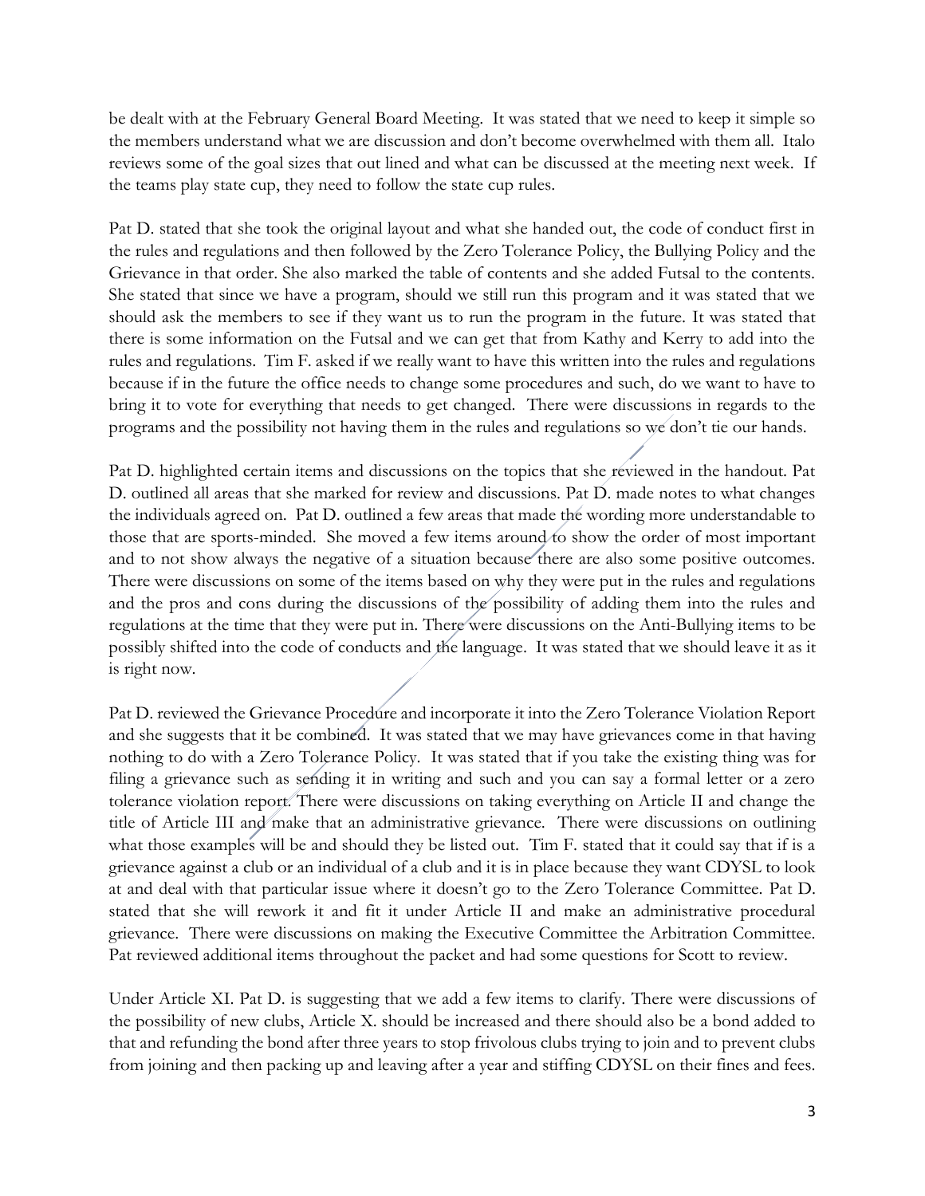be dealt with at the February General Board Meeting. It was stated that we need to keep it simple so the members understand what we are discussion and don't become overwhelmed with them all. Italo reviews some of the goal sizes that out lined and what can be discussed at the meeting next week. If the teams play state cup, they need to follow the state cup rules.

Pat D. stated that she took the original layout and what she handed out, the code of conduct first in the rules and regulations and then followed by the Zero Tolerance Policy, the Bullying Policy and the Grievance in that order. She also marked the table of contents and she added Futsal to the contents. She stated that since we have a program, should we still run this program and it was stated that we should ask the members to see if they want us to run the program in the future. It was stated that there is some information on the Futsal and we can get that from Kathy and Kerry to add into the rules and regulations. Tim F. asked if we really want to have this written into the rules and regulations because if in the future the office needs to change some procedures and such, do we want to have to bring it to vote for everything that needs to get changed. There were discussions in regards to the programs and the possibility not having them in the rules and regulations so we don't tie our hands.

Pat D. highlighted certain items and discussions on the topics that she reviewed in the handout. Pat D. outlined all areas that she marked for review and discussions. Pat D. made notes to what changes the individuals agreed on. Pat D. outlined a few areas that made the wording more understandable to those that are sports-minded. She moved a few items around to show the order of most important and to not show always the negative of a situation because there are also some positive outcomes. There were discussions on some of the items based on why they were put in the rules and regulations and the pros and cons during the discussions of the possibility of adding them into the rules and regulations at the time that they were put in. There were discussions on the Anti-Bullying items to be possibly shifted into the code of conducts and the language. It was stated that we should leave it as it is right now.

Pat D. reviewed the Grievance Procedure and incorporate it into the Zero Tolerance Violation Report and she suggests that it be combined. It was stated that we may have grievances come in that having nothing to do with a Zero Tolerance Policy. It was stated that if you take the existing thing was for filing a grievance such as sending it in writing and such and you can say a formal letter or a zero tolerance violation report. There were discussions on taking everything on Article II and change the title of Article III and make that an administrative grievance. There were discussions on outlining what those examples will be and should they be listed out. Tim F. stated that it could say that if is a grievance against a club or an individual of a club and it is in place because they want CDYSL to look at and deal with that particular issue where it doesn't go to the Zero Tolerance Committee. Pat D. stated that she will rework it and fit it under Article II and make an administrative procedural grievance. There were discussions on making the Executive Committee the Arbitration Committee. Pat reviewed additional items throughout the packet and had some questions for Scott to review.

Under Article XI. Pat D. is suggesting that we add a few items to clarify. There were discussions of the possibility of new clubs, Article X. should be increased and there should also be a bond added to that and refunding the bond after three years to stop frivolous clubs trying to join and to prevent clubs from joining and then packing up and leaving after a year and stiffing CDYSL on their fines and fees.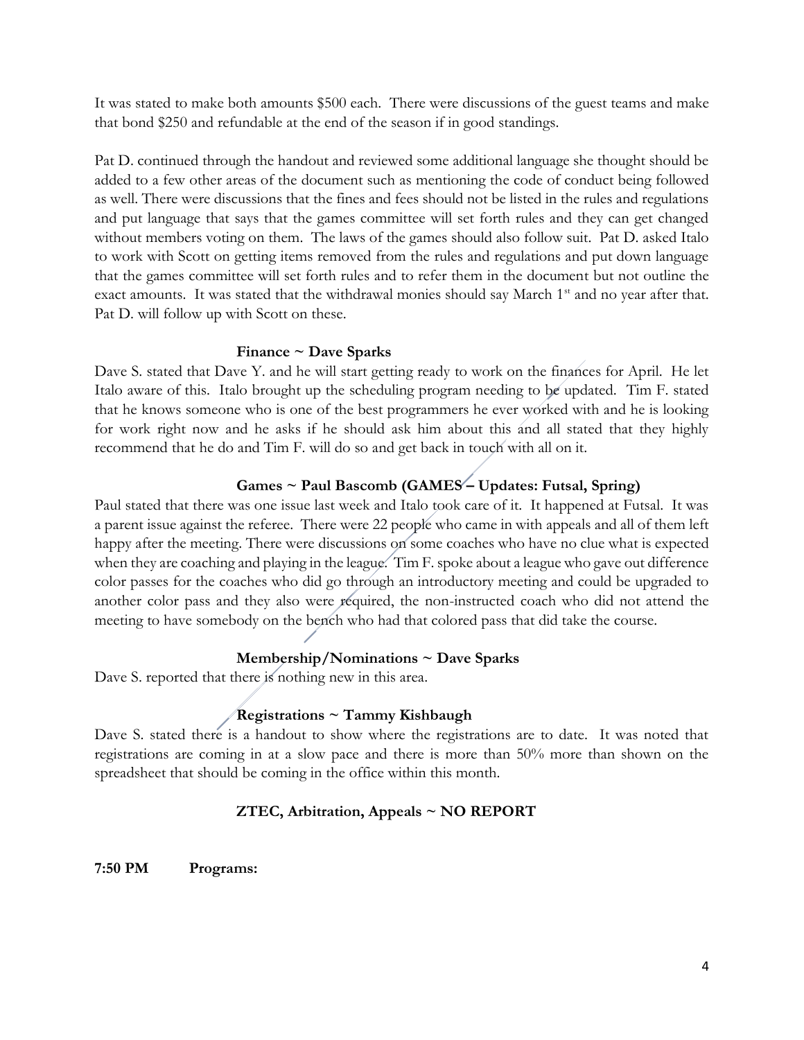It was stated to make both amounts $500 each. There were discussions of the guest teams and make that bond $250 and refundable at the end of the season if in good standings.

Pat D. continued through the handout and reviewed some additional language she thought should be added to a few other areas of the document such as mentioning the code of conduct being followed as well. There were discussions that the fines and fees should not be listed in the rules and regulations and put language that says that the games committee will set forth rules and they can get changed without members voting on them. The laws of the games should also follow suit. Pat D. asked Italo to work with Scott on getting items removed from the rules and regulations and put down language that the games committee will set forth rules and to refer them in the document but not outline the exact amounts. It was stated that the withdrawal monies should say March 1st and no year after that. Pat D. will follow up with Scott on these.

**Finance ~ Dave Sparks**

Dave S. stated that Dave Y. and he will start getting ready to work on the finances for April. He let Italo aware of this. Italo brought up the scheduling program needing to be updated. Tim F. stated that he knows someone who is one of the best programmers he ever worked with and he is looking for work right now and he asks if he should ask him about this and all stated that they highly recommend that he do and Tim F. will do so and get back in touch with all on it.

**Games ~ Paul Bascomb (GAMES – Updates: Futsal, Spring)**

Paul stated that there was one issue last week and Italo took care of it. It happened at Futsal. It was a parent issue against the referee. There were 22 people who came in with appeals and all of them left happy after the meeting. There were discussions on some coaches who have no clue what is expected when they are coaching and playing in the league. Tim F. spoke about a league who gave out difference color passes for the coaches who did go through an introductory meeting and could be upgraded to another color pass and they also were required, the non-instructed coach who did not attend the meeting to have somebody on the bench who had that colored pass that did take the course.

**Membership/Nominations ~ Dave Sparks**

Dave S. reported that there is nothing new in this area.

**Registrations ~ Tammy Kishbaugh**

Dave S. stated there is a handout to show where the registrations are to date. It was noted that registrations are coming in at a slow pace and there is more than 50% more than shown on the spreadsheet that should be coming in the office within this month.

**ZTEC, Arbitration, Appeals ~ NO REPORT**

**7:50 PM Programs:**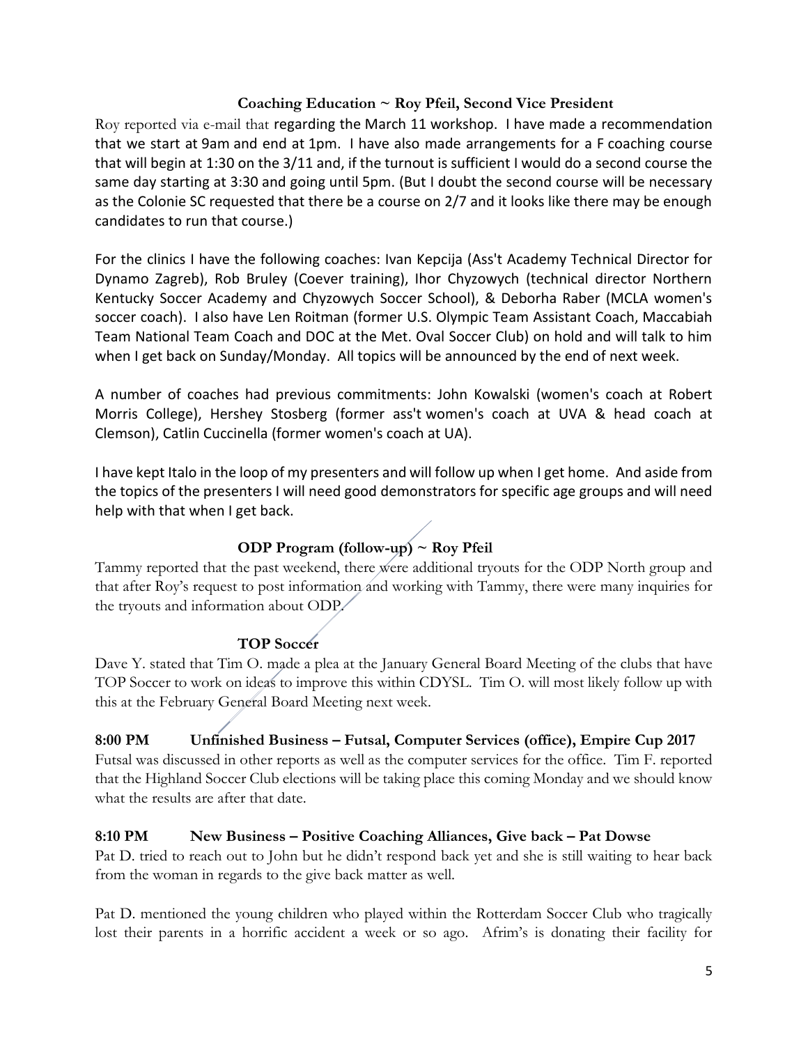**Coaching Education ~ Roy Pfeil, Second Vice President**

Roy reported via e-mail that regarding the March 11 workshop. I have made a recommendation that we start at 9am and end at 1pm. I have also made arrangements for a F coaching course that will begin at 1:30 on the 3/11 and, if the turnout is sufficient I would do a second course the same day starting at 3:30 and going until 5pm. (But I doubt the second course will be necessary as the Colonie SC requested that there be a course on 2/7 and it looks like there may be enough candidates to run that course.)

For the clinics I have the following coaches: Ivan Kepcija (Ass't Academy Technical Director for Dynamo Zagreb), Rob Bruley (Coever training), Ihor Chyzowych (technical director Northern Kentucky Soccer Academy and Chyzowych Soccer School), & Deborha Raber (MCLA women's soccer coach). I also have Len Roitman (former U.S. Olympic Team Assistant Coach, Maccabiah Team National Team Coach and DOC at the Met. Oval Soccer Club) on hold and will talk to him when I get back on Sunday/Monday. All topics will be announced by the end of next week.

A number of coaches had previous commitments: John Kowalski (women's coach at Robert Morris College), Hershey Stosberg (former ass't women's coach at UVA & head coach at Clemson), Catlin Cuccinella (former women's coach at UA).

I have kept Italo in the loop of my presenters and will follow up when I get home. And aside from the topics of the presenters I will need good demonstrators for specific age groups and will need help with that when I get back.

**ODP Program (follow-up) ~ Roy Pfeil**

Tammy reported that the past weekend, there were additional tryouts for the ODP North group and that after Roy's request to post information and working with Tammy, there were many inquiries for the tryouts and information about ODP.

**TOP Soccer**

Dave Y. stated that Tim O. made a plea at the January General Board Meeting of the clubs that have TOP Soccer to work on ideas to improve this within CDYSL. Tim O. will most likely follow up with this at the February General Board Meeting next week.

**8:00 PM Unfinished Business – Futsal, Computer Services (office), Empire Cup 2017**

Futsal was discussed in other reports as well as the computer services for the office. Tim F. reported that the Highland Soccer Club elections will be taking place this coming Monday and we should know what the results are after that date.

**8:10 PM New Business – Positive Coaching Alliances, Give back – Pat Dowse**

Pat D. tried to reach out to John but he didn't respond back yet and she is still waiting to hear back from the woman in regards to the give back matter as well.

Pat D. mentioned the young children who played within the Rotterdam Soccer Club who tragically lost their parents in a horrific accident a week or so ago. Afrim's is donating their facility for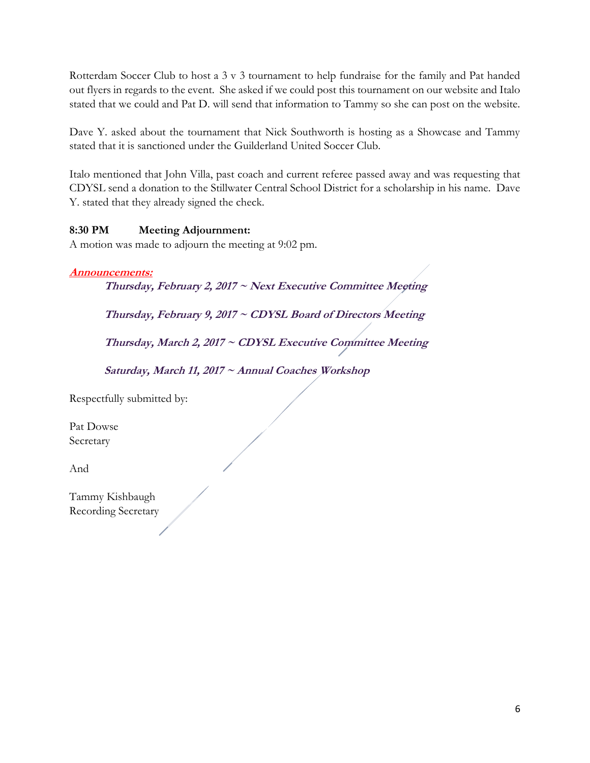Rotterdam Soccer Club to host a 3 v 3 tournament to help fundraise for the family and Pat handed out flyers in regards to the event. She asked if we could post this tournament on our website and Italo stated that we could and Pat D. will send that information to Tammy so she can post on the website.

Dave Y. asked about the tournament that Nick Southworth is hosting as a Showcase and Tammy stated that it is sanctioned under the Guilderland United Soccer Club.

Italo mentioned that John Villa, past coach and current referee passed away and was requesting that CDYSL send a donation to the Stillwater Central School District for a scholarship in his name. Dave Y. stated that they already signed the check.

**8:30 PM Meeting Adjournment:**
A motion was made to adjourn the meeting at 9:02 pm.

***Announcements:***

***Thursday, February 2, 2017 ~ Next Executive Committee Meeting***

***Thursday, February 9, 2017 ~ CDYSL Board of Directors Meeting***

***Thursday, March 2, 2017 ~ CDYSL Executive Committee Meeting***

***Saturday, March 11, 2017 ~ Annual Coaches Workshop***

Respectfully submitted by:

Pat Dowse
Secretary

And

Tammy Kishbaugh
Recording Secretary